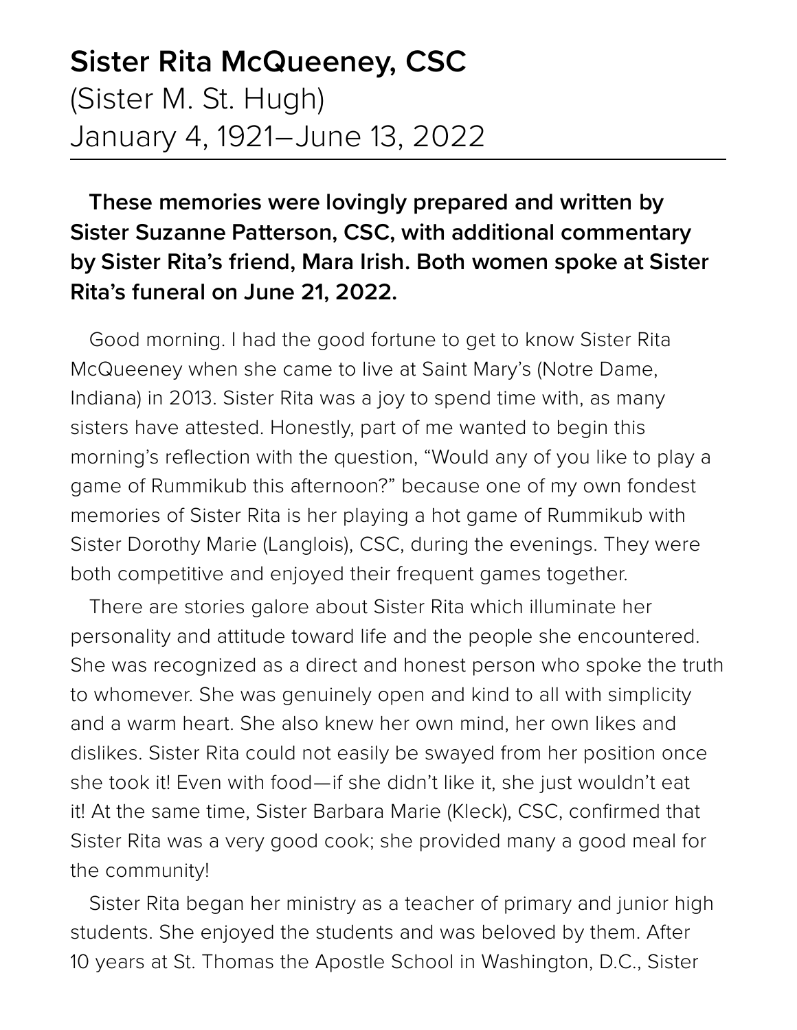# Sister Rita McQueeney, CSC

(Sister M. St. Hugh)
January 4, 1921–June 13, 2022

---

**These memories were lovingly prepared and written by Sister Suzanne Patterson, CSC, with additional commentary by Sister Rita's friend, Mara Irish. Both women spoke at Sister Rita's funeral on June 21, 2022.**

Good morning. I had the good fortune to get to know Sister Rita McQueeney when she came to live at Saint Mary's (Notre Dame, Indiana) in 2013. Sister Rita was a joy to spend time with, as many sisters have attested. Honestly, part of me wanted to begin this morning's reflection with the question, "Would any of you like to play a game of Rummikub this afternoon?" because one of my own fondest memories of Sister Rita is her playing a hot game of Rummikub with Sister Dorothy Marie (Langlois), CSC, during the evenings. They were both competitive and enjoyed their frequent games together.

There are stories galore about Sister Rita which illuminate her personality and attitude toward life and the people she encountered. She was recognized as a direct and honest person who spoke the truth to whomever. She was genuinely open and kind to all with simplicity and a warm heart. She also knew her own mind, her own likes and dislikes. Sister Rita could not easily be swayed from her position once she took it! Even with food—if she didn't like it, she just wouldn't eat it! At the same time, Sister Barbara Marie (Kleck), CSC, confirmed that Sister Rita was a very good cook; she provided many a good meal for the community!

Sister Rita began her ministry as a teacher of primary and junior high students. She enjoyed the students and was beloved by them. After 10 years at St. Thomas the Apostle School in Washington, D.C., Sister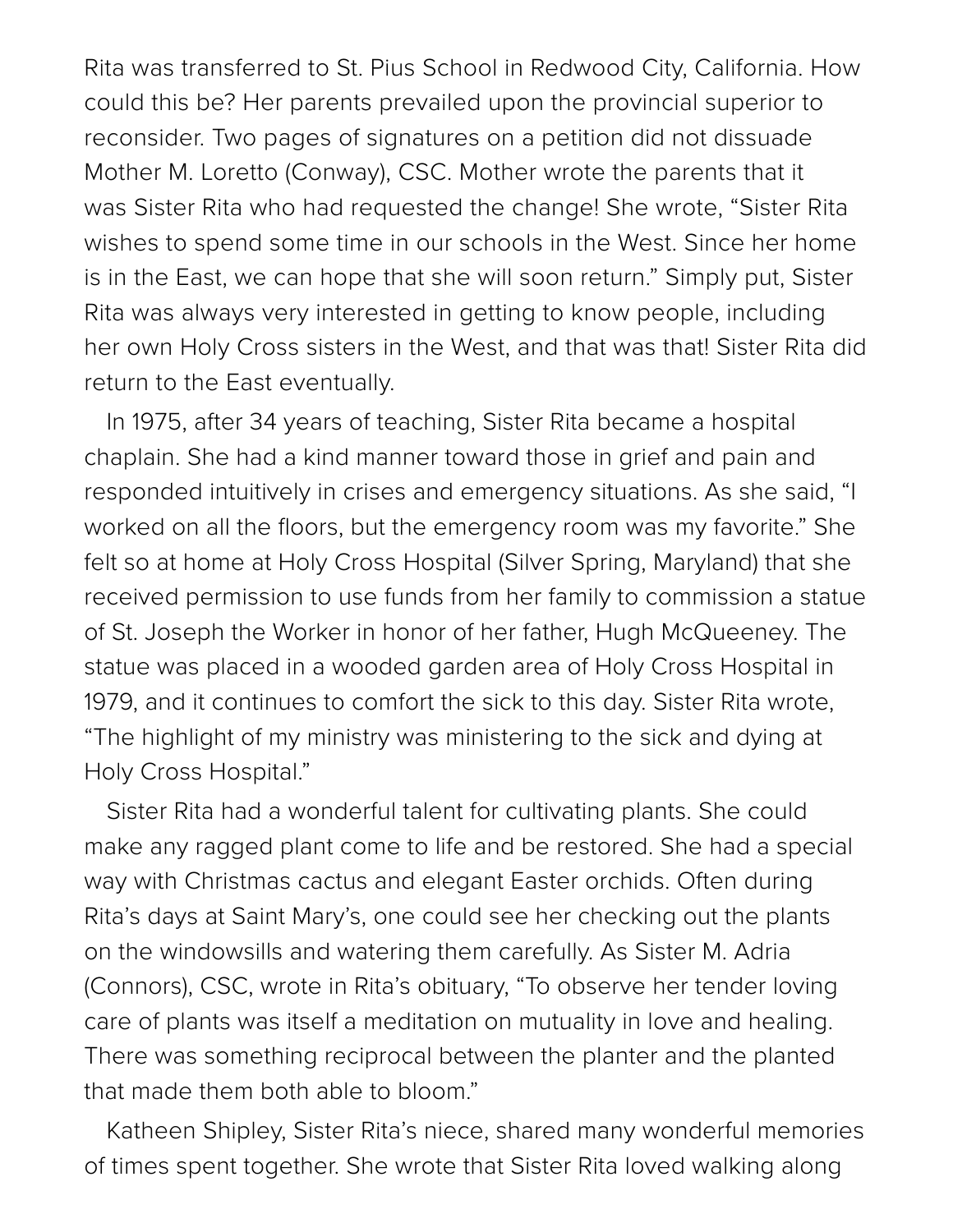Rita was transferred to St. Pius School in Redwood City, California. How could this be? Her parents prevailed upon the provincial superior to reconsider. Two pages of signatures on a petition did not dissuade Mother M. Loretto (Conway), CSC. Mother wrote the parents that it was Sister Rita who had requested the change! She wrote, “Sister Rita wishes to spend some time in our schools in the West. Since her home is in the East, we can hope that she will soon return.” Simply put, Sister Rita was always very interested in getting to know people, including her own Holy Cross sisters in the West, and that was that! Sister Rita did return to the East eventually.

In 1975, after 34 years of teaching, Sister Rita became a hospital chaplain. She had a kind manner toward those in grief and pain and responded intuitively in crises and emergency situations. As she said, “I worked on all the floors, but the emergency room was my favorite.” She felt so at home at Holy Cross Hospital (Silver Spring, Maryland) that she received permission to use funds from her family to commission a statue of St. Joseph the Worker in honor of her father, Hugh McQueeney. The statue was placed in a wooded garden area of Holy Cross Hospital in 1979, and it continues to comfort the sick to this day. Sister Rita wrote, “The highlight of my ministry was ministering to the sick and dying at Holy Cross Hospital.”

Sister Rita had a wonderful talent for cultivating plants. She could make any ragged plant come to life and be restored. She had a special way with Christmas cactus and elegant Easter orchids. Often during Rita’s days at Saint Mary’s, one could see her checking out the plants on the windowsills and watering them carefully. As Sister M. Adria (Connors), CSC, wrote in Rita’s obituary, “To observe her tender loving care of plants was itself a meditation on mutuality in love and healing. There was something reciprocal between the planter and the planted that made them both able to bloom.”

Katheen Shipley, Sister Rita’s niece, shared many wonderful memories of times spent together. She wrote that Sister Rita loved walking along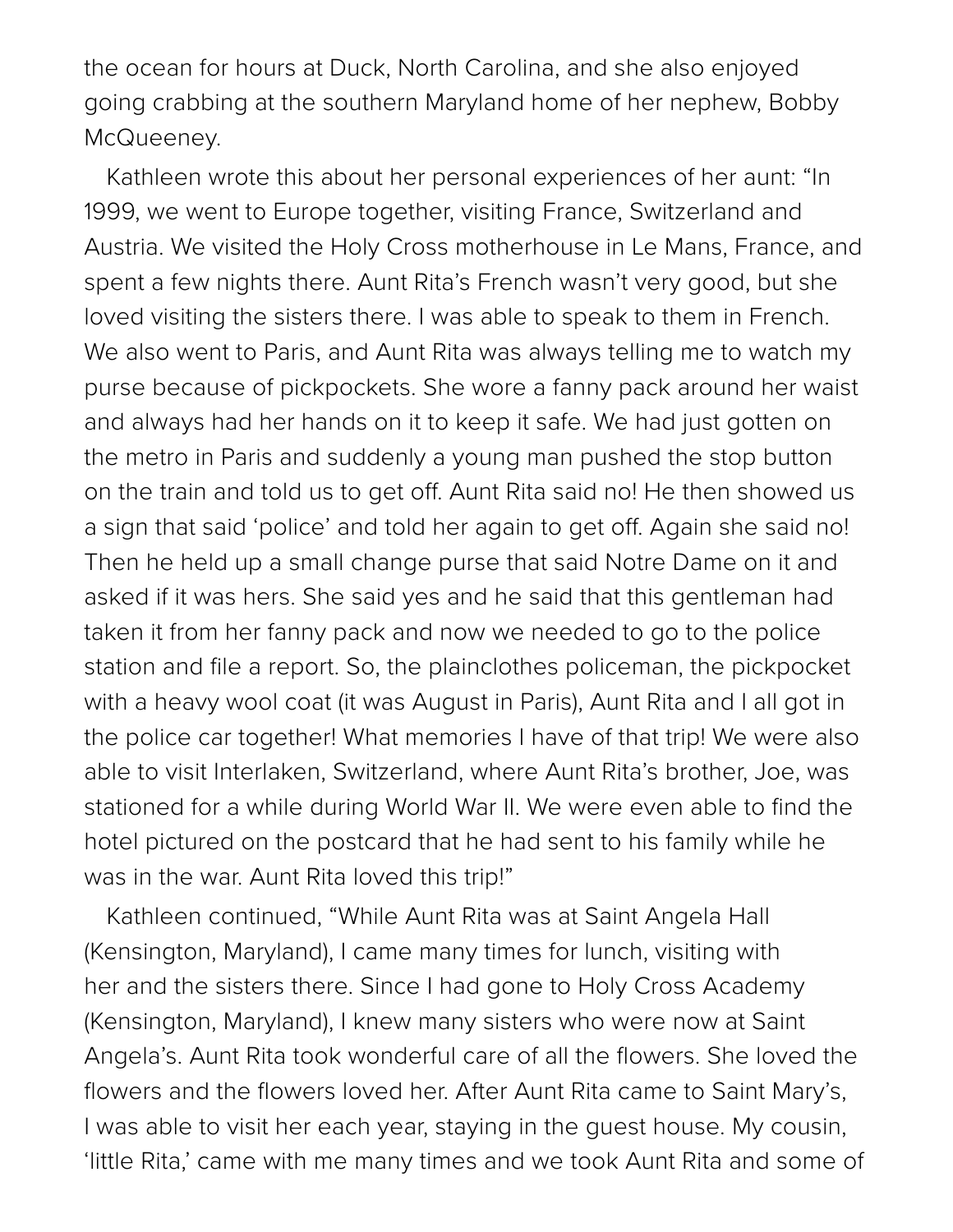the ocean for hours at Duck, North Carolina, and she also enjoyed going crabbing at the southern Maryland home of her nephew, Bobby McQueeney.

Kathleen wrote this about her personal experiences of her aunt: "In 1999, we went to Europe together, visiting France, Switzerland and Austria. We visited the Holy Cross motherhouse in Le Mans, France, and spent a few nights there. Aunt Rita's French wasn't very good, but she loved visiting the sisters there. I was able to speak to them in French. We also went to Paris, and Aunt Rita was always telling me to watch my purse because of pickpockets. She wore a fanny pack around her waist and always had her hands on it to keep it safe. We had just gotten on the metro in Paris and suddenly a young man pushed the stop button on the train and told us to get off. Aunt Rita said no! He then showed us a sign that said 'police' and told her again to get off. Again she said no! Then he held up a small change purse that said Notre Dame on it and asked if it was hers. She said yes and he said that this gentleman had taken it from her fanny pack and now we needed to go to the police station and file a report. So, the plainclothes policeman, the pickpocket with a heavy wool coat (it was August in Paris), Aunt Rita and I all got in the police car together! What memories I have of that trip! We were also able to visit Interlaken, Switzerland, where Aunt Rita's brother, Joe, was stationed for a while during World War II. We were even able to find the hotel pictured on the postcard that he had sent to his family while he was in the war. Aunt Rita loved this trip!"

Kathleen continued, "While Aunt Rita was at Saint Angela Hall (Kensington, Maryland), I came many times for lunch, visiting with her and the sisters there. Since I had gone to Holy Cross Academy (Kensington, Maryland), I knew many sisters who were now at Saint Angela's. Aunt Rita took wonderful care of all the flowers. She loved the flowers and the flowers loved her. After Aunt Rita came to Saint Mary's, I was able to visit her each year, staying in the guest house. My cousin, 'little Rita,' came with me many times and we took Aunt Rita and some of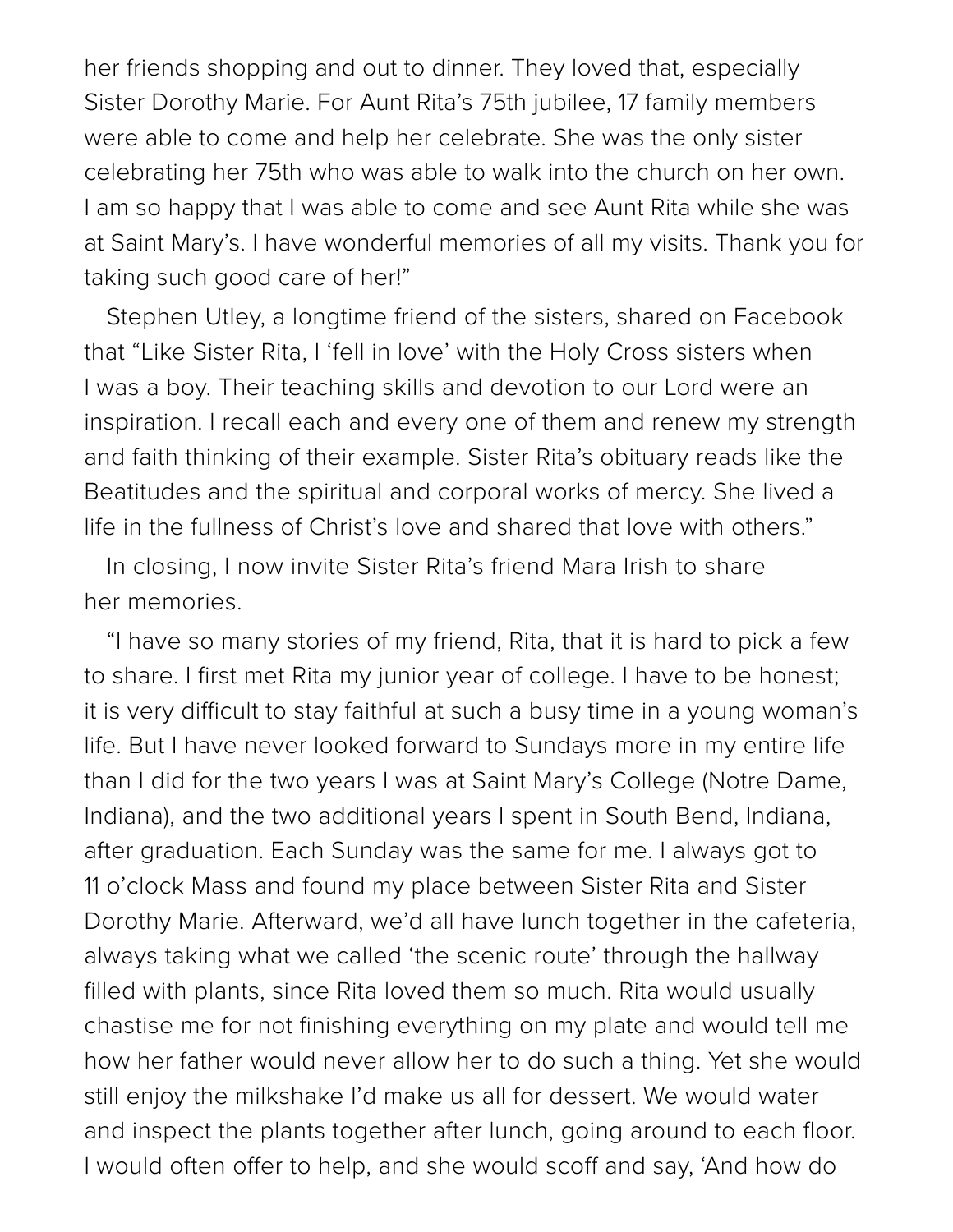her friends shopping and out to dinner. They loved that, especially Sister Dorothy Marie. For Aunt Rita's 75th jubilee, 17 family members were able to come and help her celebrate. She was the only sister celebrating her 75th who was able to walk into the church on her own. I am so happy that I was able to come and see Aunt Rita while she was at Saint Mary's. I have wonderful memories of all my visits. Thank you for taking such good care of her!"

Stephen Utley, a longtime friend of the sisters, shared on Facebook that "Like Sister Rita, I 'fell in love' with the Holy Cross sisters when I was a boy. Their teaching skills and devotion to our Lord were an inspiration. I recall each and every one of them and renew my strength and faith thinking of their example. Sister Rita's obituary reads like the Beatitudes and the spiritual and corporal works of mercy. She lived a life in the fullness of Christ's love and shared that love with others."

In closing, I now invite Sister Rita's friend Mara Irish to share her memories.

"I have so many stories of my friend, Rita, that it is hard to pick a few to share. I first met Rita my junior year of college. I have to be honest; it is very difficult to stay faithful at such a busy time in a young woman's life. But I have never looked forward to Sundays more in my entire life than I did for the two years I was at Saint Mary's College (Notre Dame, Indiana), and the two additional years I spent in South Bend, Indiana, after graduation. Each Sunday was the same for me. I always got to 11 o'clock Mass and found my place between Sister Rita and Sister Dorothy Marie. Afterward, we'd all have lunch together in the cafeteria, always taking what we called 'the scenic route' through the hallway filled with plants, since Rita loved them so much. Rita would usually chastise me for not finishing everything on my plate and would tell me how her father would never allow her to do such a thing. Yet she would still enjoy the milkshake I'd make us all for dessert. We would water and inspect the plants together after lunch, going around to each floor. I would often offer to help, and she would scoff and say, 'And how do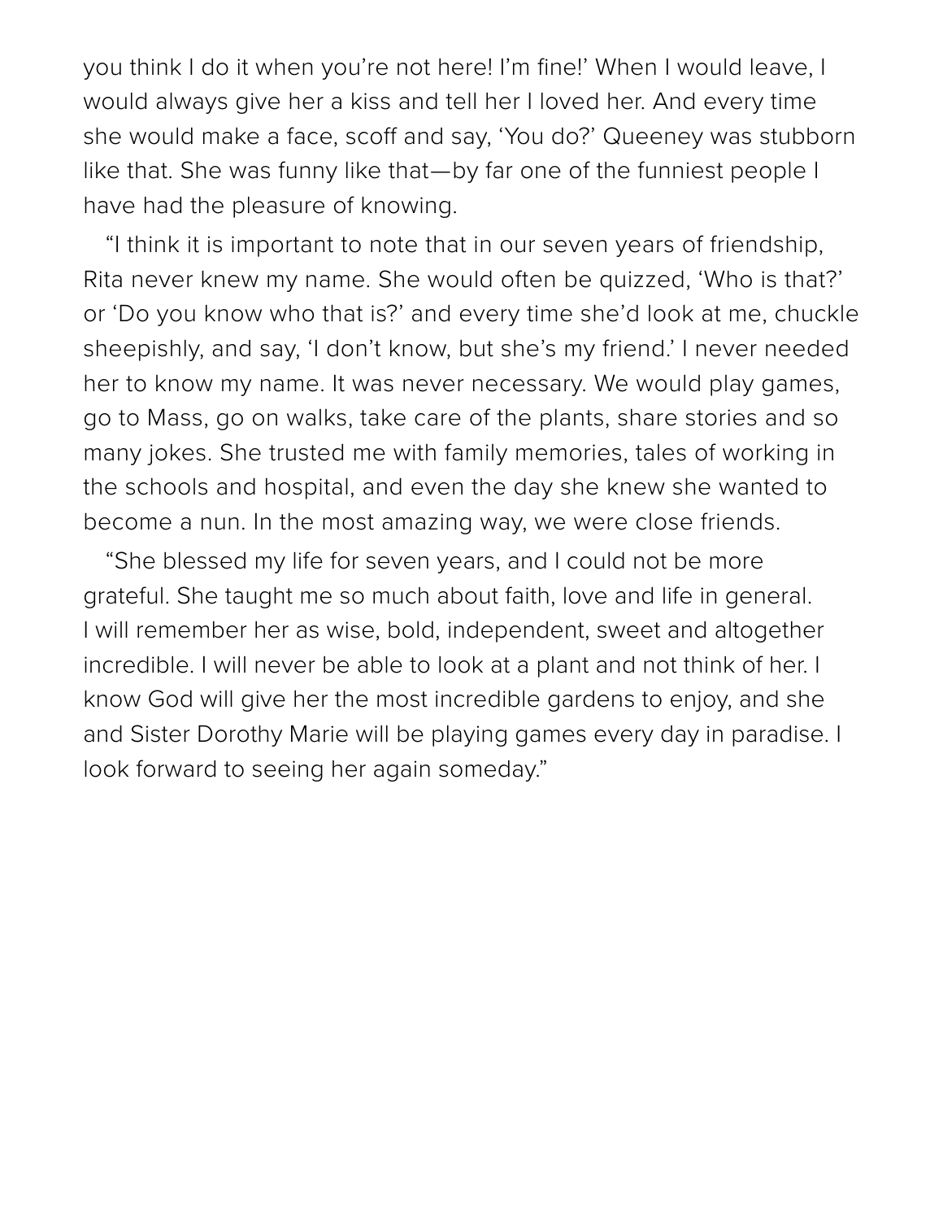you think I do it when you're not here! I'm fine!' When I would leave, I would always give her a kiss and tell her I loved her. And every time she would make a face, scoff and say, 'You do?' Queeney was stubborn like that. She was funny like that—by far one of the funniest people I have had the pleasure of knowing.

"I think it is important to note that in our seven years of friendship, Rita never knew my name. She would often be quizzed, 'Who is that?' or 'Do you know who that is?' and every time she'd look at me, chuckle sheepishly, and say, 'I don't know, but she's my friend.' I never needed her to know my name. It was never necessary. We would play games, go to Mass, go on walks, take care of the plants, share stories and so many jokes. She trusted me with family memories, tales of working in the schools and hospital, and even the day she knew she wanted to become a nun. In the most amazing way, we were close friends.

"She blessed my life for seven years, and I could not be more grateful. She taught me so much about faith, love and life in general. I will remember her as wise, bold, independent, sweet and altogether incredible. I will never be able to look at a plant and not think of her. I know God will give her the most incredible gardens to enjoy, and she and Sister Dorothy Marie will be playing games every day in paradise. I look forward to seeing her again someday."